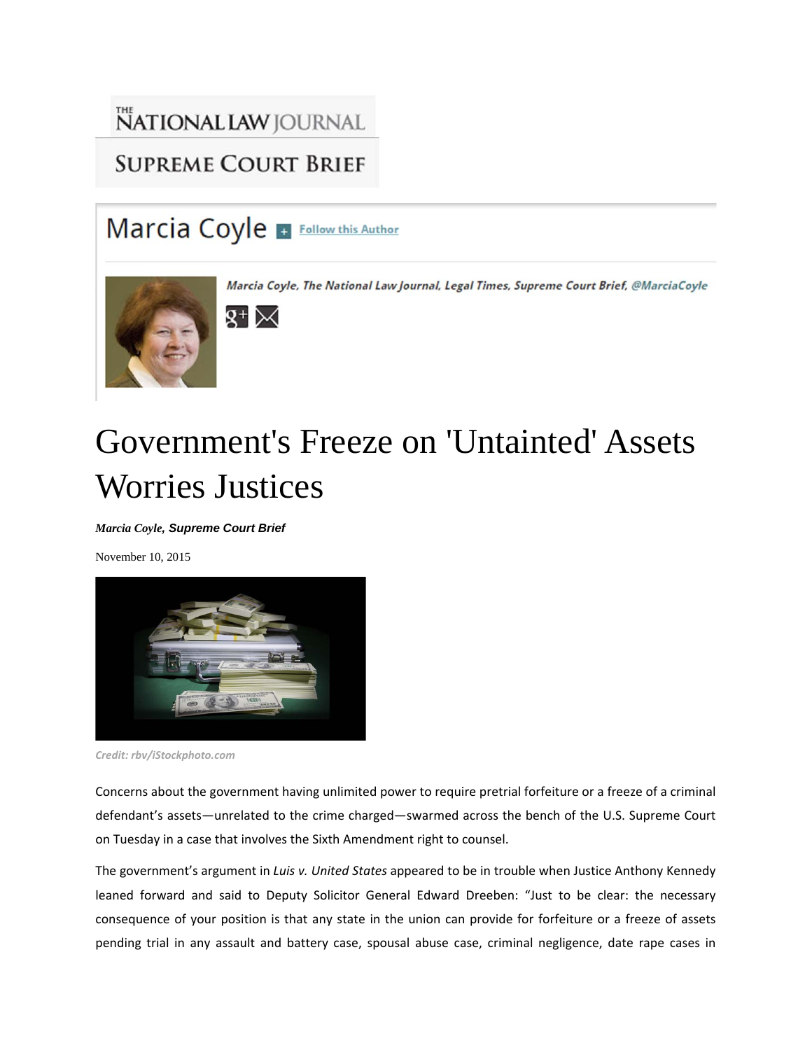THE NATIONAL LAW JOURNAL

SUPREME COURT BRIEF

Marcia Coyle + Follow this Author

*Marcia Coyle, The National Law Journal, Legal Times, Supreme Court Brief, @MarciaCoyle*

# Government's Freeze on 'Untainted' Assets Worries Justices

***Marcia Coyle*, Supreme Court Brief**

November 10, 2015

*Credit: rbv/iStockphoto.com*

Concerns about the government having unlimited power to require pretrial forfeiture or a freeze of a criminal defendant's assets—unrelated to the crime charged—swarmed across the bench of the U.S. Supreme Court on Tuesday in a case that involves the Sixth Amendment right to counsel.

The government's argument in *Luis v. United States* appeared to be in trouble when Justice Anthony Kennedy leaned forward and said to Deputy Solicitor General Edward Dreeben: "Just to be clear: the necessary consequence of your position is that any state in the union can provide for forfeiture or a freeze of assets pending trial in any assault and battery case, spousal abuse case, criminal negligence, date rape cases in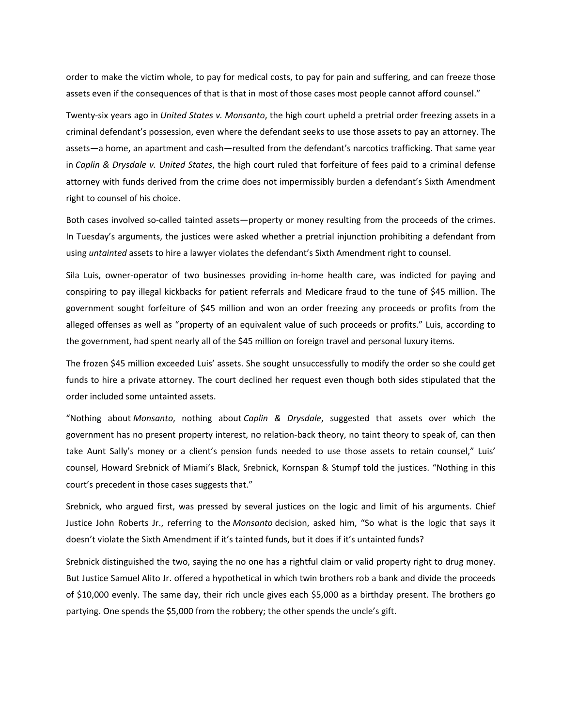order to make the victim whole, to pay for medical costs, to pay for pain and suffering, and can freeze those assets even if the consequences of that is that in most of those cases most people cannot afford counsel."

Twenty-six years ago in *United States v. Monsanto*, the high court upheld a pretrial order freezing assets in a criminal defendant's possession, even where the defendant seeks to use those assets to pay an attorney. The assets—a home, an apartment and cash—resulted from the defendant's narcotics trafficking. That same year in *Caplin & Drysdale v. United States*, the high court ruled that forfeiture of fees paid to a criminal defense attorney with funds derived from the crime does not impermissibly burden a defendant's Sixth Amendment right to counsel of his choice.

Both cases involved so-called tainted assets—property or money resulting from the proceeds of the crimes. In Tuesday's arguments, the justices were asked whether a pretrial injunction prohibiting a defendant from using *untainted* assets to hire a lawyer violates the defendant's Sixth Amendment right to counsel.

Sila Luis, owner-operator of two businesses providing in-home health care, was indicted for paying and conspiring to pay illegal kickbacks for patient referrals and Medicare fraud to the tune of $45 million. The government sought forfeiture of $45 million and won an order freezing any proceeds or profits from the alleged offenses as well as "property of an equivalent value of such proceeds or profits." Luis, according to the government, had spent nearly all of the $45 million on foreign travel and personal luxury items.

The frozen $45 million exceeded Luis' assets. She sought unsuccessfully to modify the order so she could get funds to hire a private attorney. The court declined her request even though both sides stipulated that the order included some untainted assets.

"Nothing about *Monsanto*, nothing about *Caplin & Drysdale*, suggested that assets over which the government has no present property interest, no relation-back theory, no taint theory to speak of, can then take Aunt Sally's money or a client's pension funds needed to use those assets to retain counsel," Luis' counsel, Howard Srebnick of Miami's Black, Srebnick, Kornspan & Stumpf told the justices. "Nothing in this court's precedent in those cases suggests that."

Srebnick, who argued first, was pressed by several justices on the logic and limit of his arguments. Chief Justice John Roberts Jr., referring to the *Monsanto* decision, asked him, "So what is the logic that says it doesn't violate the Sixth Amendment if it's tainted funds, but it does if it's untainted funds?

Srebnick distinguished the two, saying the no one has a rightful claim or valid property right to drug money. But Justice Samuel Alito Jr. offered a hypothetical in which twin brothers rob a bank and divide the proceeds of $10,000 evenly. The same day, their rich uncle gives each $5,000 as a birthday present. The brothers go partying. One spends the $5,000 from the robbery; the other spends the uncle's gift.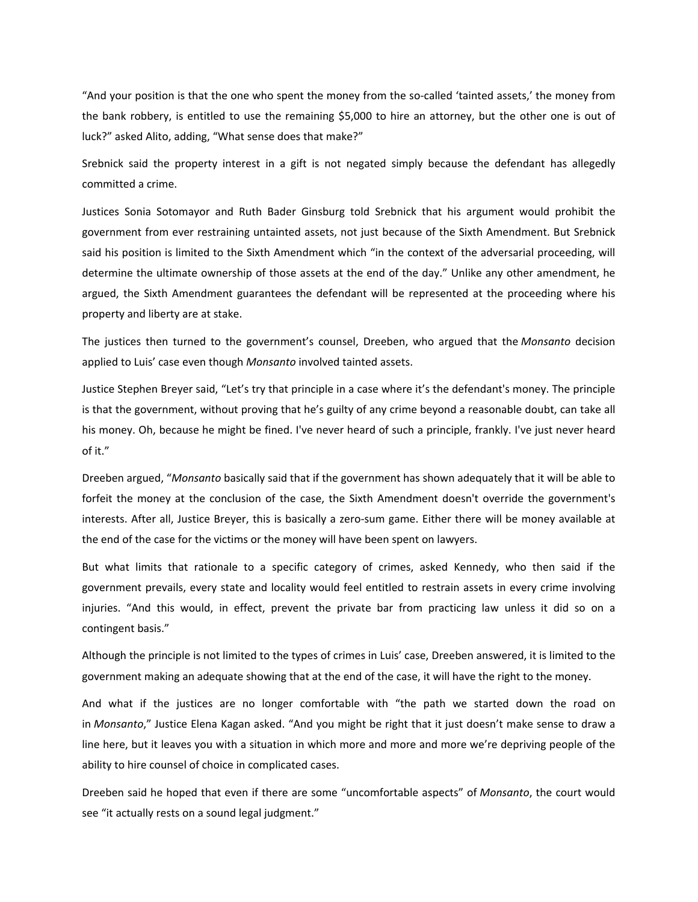“And your position is that the one who spent the money from the so-called ‘tainted assets,’ the money from the bank robbery, is entitled to use the remaining $5,000 to hire an attorney, but the other one is out of luck?” asked Alito, adding, “What sense does that make?”

Srebnick said the property interest in a gift is not negated simply because the defendant has allegedly committed a crime.

Justices Sonia Sotomayor and Ruth Bader Ginsburg told Srebnick that his argument would prohibit the government from ever restraining untainted assets, not just because of the Sixth Amendment. But Srebnick said his position is limited to the Sixth Amendment which “in the context of the adversarial proceeding, will determine the ultimate ownership of those assets at the end of the day.” Unlike any other amendment, he argued, the Sixth Amendment guarantees the defendant will be represented at the proceeding where his property and liberty are at stake.

The justices then turned to the government’s counsel, Dreeben, who argued that the *Monsanto* decision applied to Luis’ case even though *Monsanto* involved tainted assets.

Justice Stephen Breyer said, “Let’s try that principle in a case where it’s the defendant's money. The principle is that the government, without proving that he’s guilty of any crime beyond a reasonable doubt, can take all his money. Oh, because he might be fined. I've never heard of such a principle, frankly. I've just never heard of it.”

Dreeben argued, “*Monsanto* basically said that if the government has shown adequately that it will be able to forfeit the money at the conclusion of the case, the Sixth Amendment doesn't override the government's interests. After all, Justice Breyer, this is basically a zero-sum game. Either there will be money available at the end of the case for the victims or the money will have been spent on lawyers.

But what limits that rationale to a specific category of crimes, asked Kennedy, who then said if the government prevails, every state and locality would feel entitled to restrain assets in every crime involving injuries. “And this would, in effect, prevent the private bar from practicing law unless it did so on a contingent basis.”

Although the principle is not limited to the types of crimes in Luis’ case, Dreeben answered, it is limited to the government making an adequate showing that at the end of the case, it will have the right to the money.

And what if the justices are no longer comfortable with “the path we started down the road on in *Monsanto*,” Justice Elena Kagan asked. “And you might be right that it just doesn’t make sense to draw a line here, but it leaves you with a situation in which more and more and more we’re depriving people of the ability to hire counsel of choice in complicated cases.

Dreeben said he hoped that even if there are some “uncomfortable aspects” of *Monsanto*, the court would see “it actually rests on a sound legal judgment.”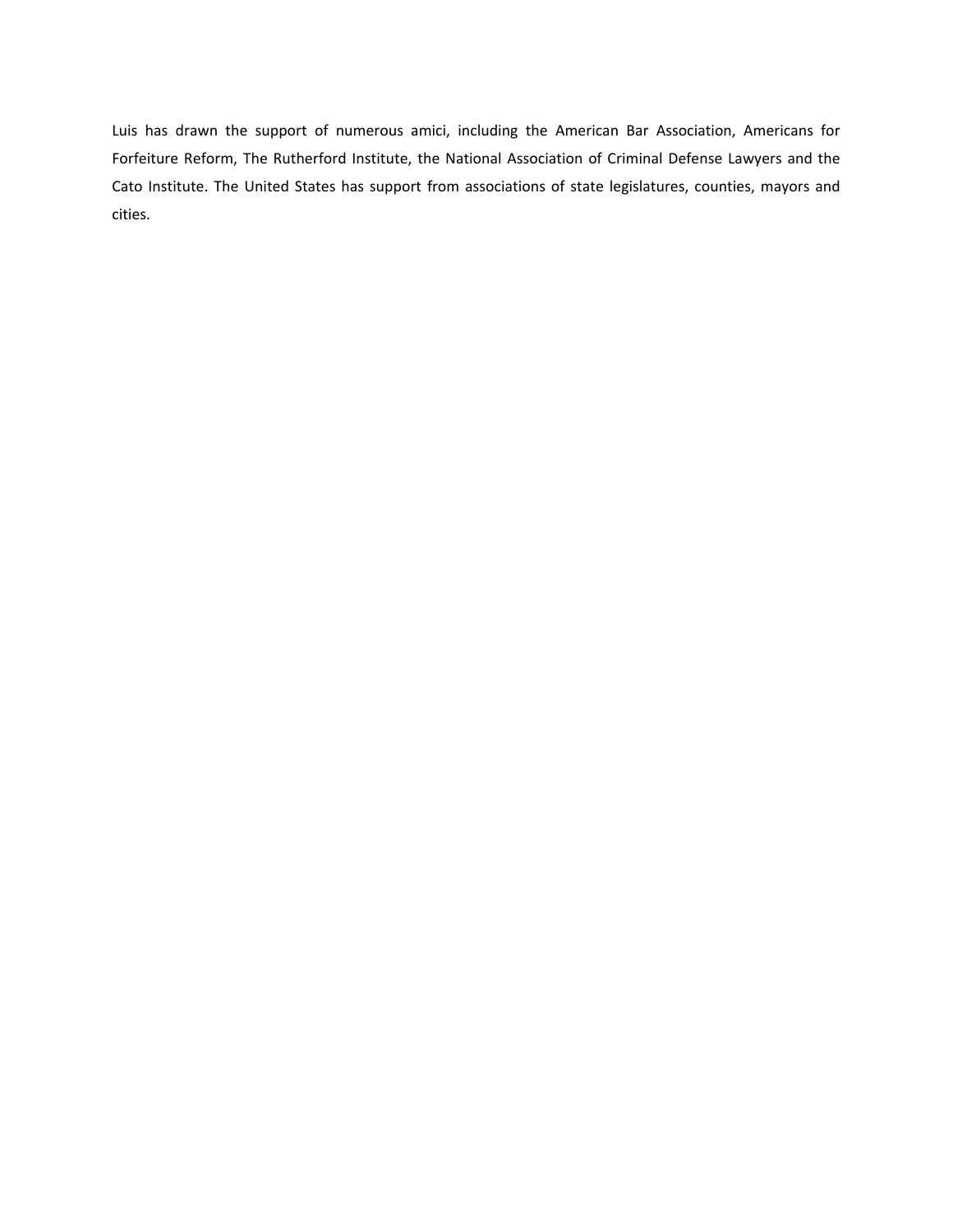Luis has drawn the support of numerous amici, including the American Bar Association, Americans for Forfeiture Reform, The Rutherford Institute, the National Association of Criminal Defense Lawyers and the Cato Institute. The United States has support from associations of state legislatures, counties, mayors and cities.